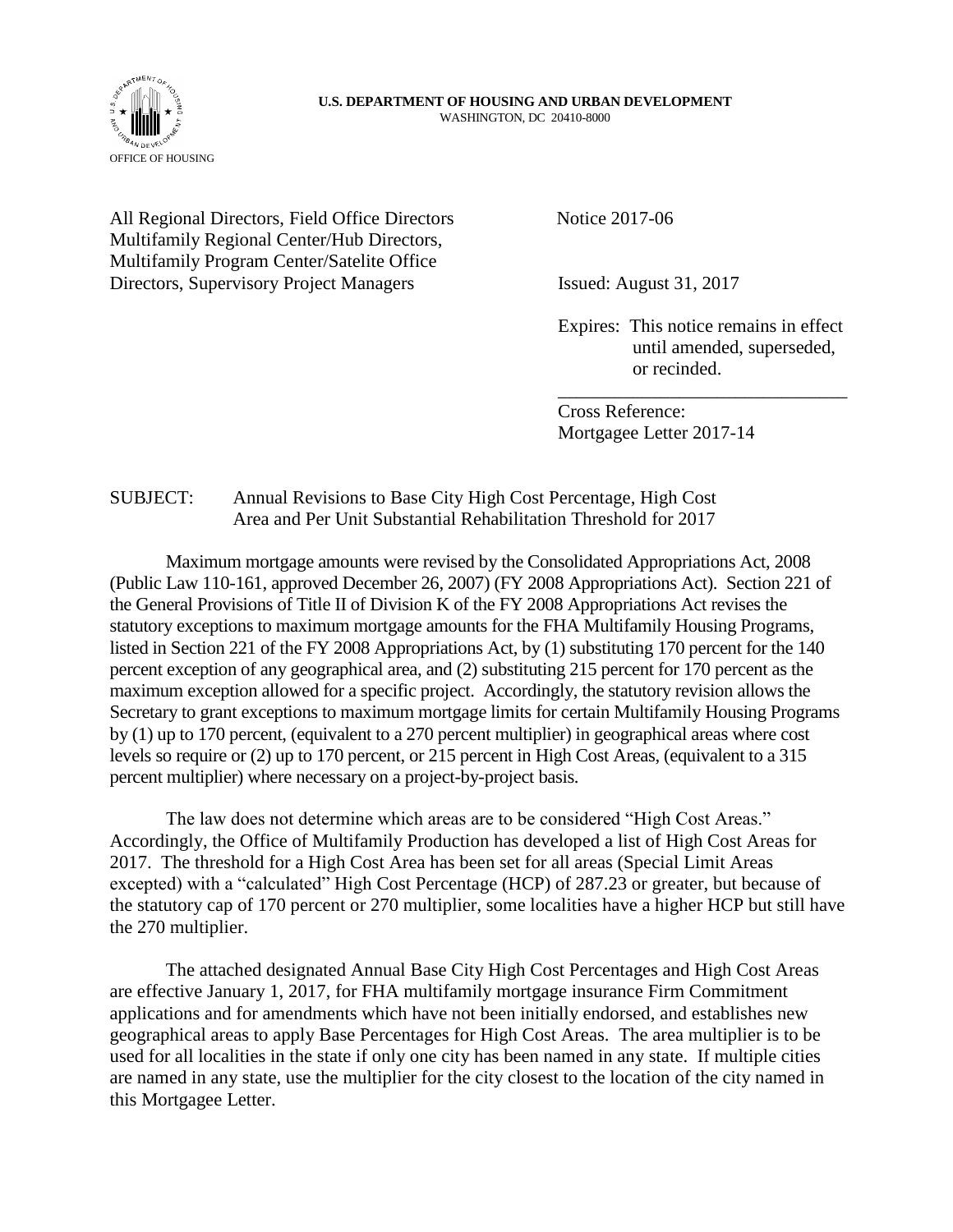U.S. DEPARTMENT OF HOUSING AND URBAN DEVELOPMENT
WASHINGTON, DC 20410-8000

OFFICE OF HOUSING

All Regional Directors, Field Office Directors
Multifamily Regional Center/Hub Directors,
Multifamily Program Center/Satelite Office
Directors, Supervisory Project Managers

Notice 2017-06

Issued: August 31, 2017

Expires: This notice remains in effect until amended, superseded, or recinded.

Cross Reference:
Mortgagee Letter 2017-14

SUBJECT: Annual Revisions to Base City High Cost Percentage, High Cost Area and Per Unit Substantial Rehabilitation Threshold for 2017

Maximum mortgage amounts were revised by the Consolidated Appropriations Act, 2008 (Public Law 110-161, approved December 26, 2007) (FY 2008 Appropriations Act). Section 221 of the General Provisions of Title II of Division K of the FY 2008 Appropriations Act revises the statutory exceptions to maximum mortgage amounts for the FHA Multifamily Housing Programs, listed in Section 221 of the FY 2008 Appropriations Act, by (1) substituting 170 percent for the 140 percent exception of any geographical area, and (2) substituting 215 percent for 170 percent as the maximum exception allowed for a specific project. Accordingly, the statutory revision allows the Secretary to grant exceptions to maximum mortgage limits for certain Multifamily Housing Programs by (1) up to 170 percent, (equivalent to a 270 percent multiplier) in geographical areas where cost levels so require or (2) up to 170 percent, or 215 percent in High Cost Areas, (equivalent to a 315 percent multiplier) where necessary on a project-by-project basis.

The law does not determine which areas are to be considered "High Cost Areas." Accordingly, the Office of Multifamily Production has developed a list of High Cost Areas for 2017. The threshold for a High Cost Area has been set for all areas (Special Limit Areas excepted) with a "calculated" High Cost Percentage (HCP) of 287.23 or greater, but because of the statutory cap of 170 percent or 270 multiplier, some localities have a higher HCP but still have the 270 multiplier.

The attached designated Annual Base City High Cost Percentages and High Cost Areas are effective January 1, 2017, for FHA multifamily mortgage insurance Firm Commitment applications and for amendments which have not been initially endorsed, and establishes new geographical areas to apply Base Percentages for High Cost Areas. The area multiplier is to be used for all localities in the state if only one city has been named in any state. If multiple cities are named in any state, use the multiplier for the city closest to the location of the city named in this Mortgagee Letter.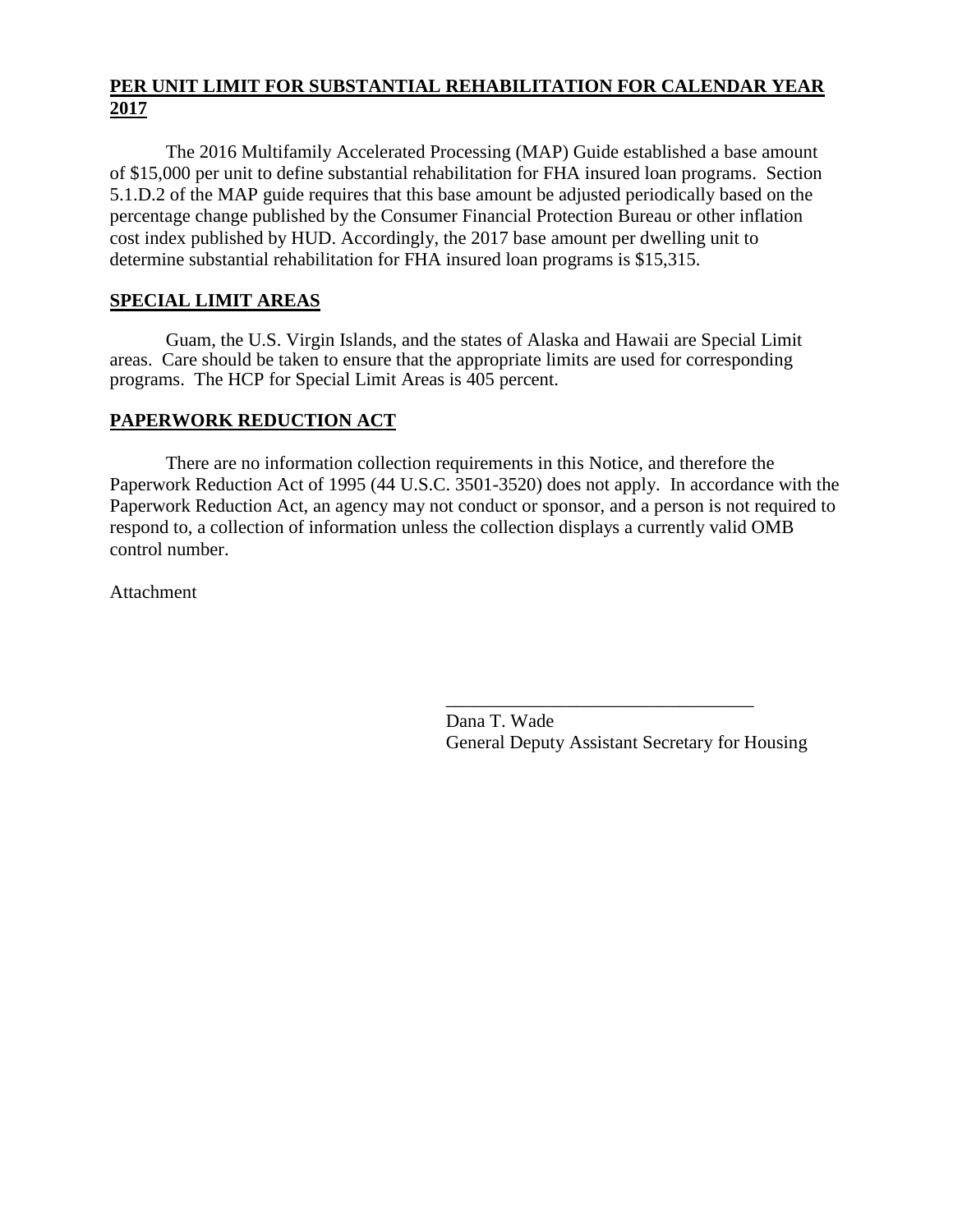## PER UNIT LIMIT FOR SUBSTANTIAL REHABILITATION FOR CALENDAR YEAR 2017

The 2016 Multifamily Accelerated Processing (MAP) Guide established a base amount of $15,000 per unit to define substantial rehabilitation for FHA insured loan programs. Section 5.1.D.2 of the MAP guide requires that this base amount be adjusted periodically based on the percentage change published by the Consumer Financial Protection Bureau or other inflation cost index published by HUD. Accordingly, the 2017 base amount per dwelling unit to determine substantial rehabilitation for FHA insured loan programs is $15,315.

## SPECIAL LIMIT AREAS

Guam, the U.S. Virgin Islands, and the states of Alaska and Hawaii are Special Limit areas. Care should be taken to ensure that the appropriate limits are used for corresponding programs. The HCP for Special Limit Areas is 405 percent.

## PAPERWORK REDUCTION ACT

There are no information collection requirements in this Notice, and therefore the Paperwork Reduction Act of 1995 (44 U.S.C. 3501-3520) does not apply. In accordance with the Paperwork Reduction Act, an agency may not conduct or sponsor, and a person is not required to respond to, a collection of information unless the collection displays a currently valid OMB control number.

Attachment

\_\_\_\_\_\_\_\_\_\_\_\_\_\_\_\_\_\_\_\_\_\_\_\_\_\_\_\_\_\_\_\_\_\_

Dana T. Wade
General Deputy Assistant Secretary for Housing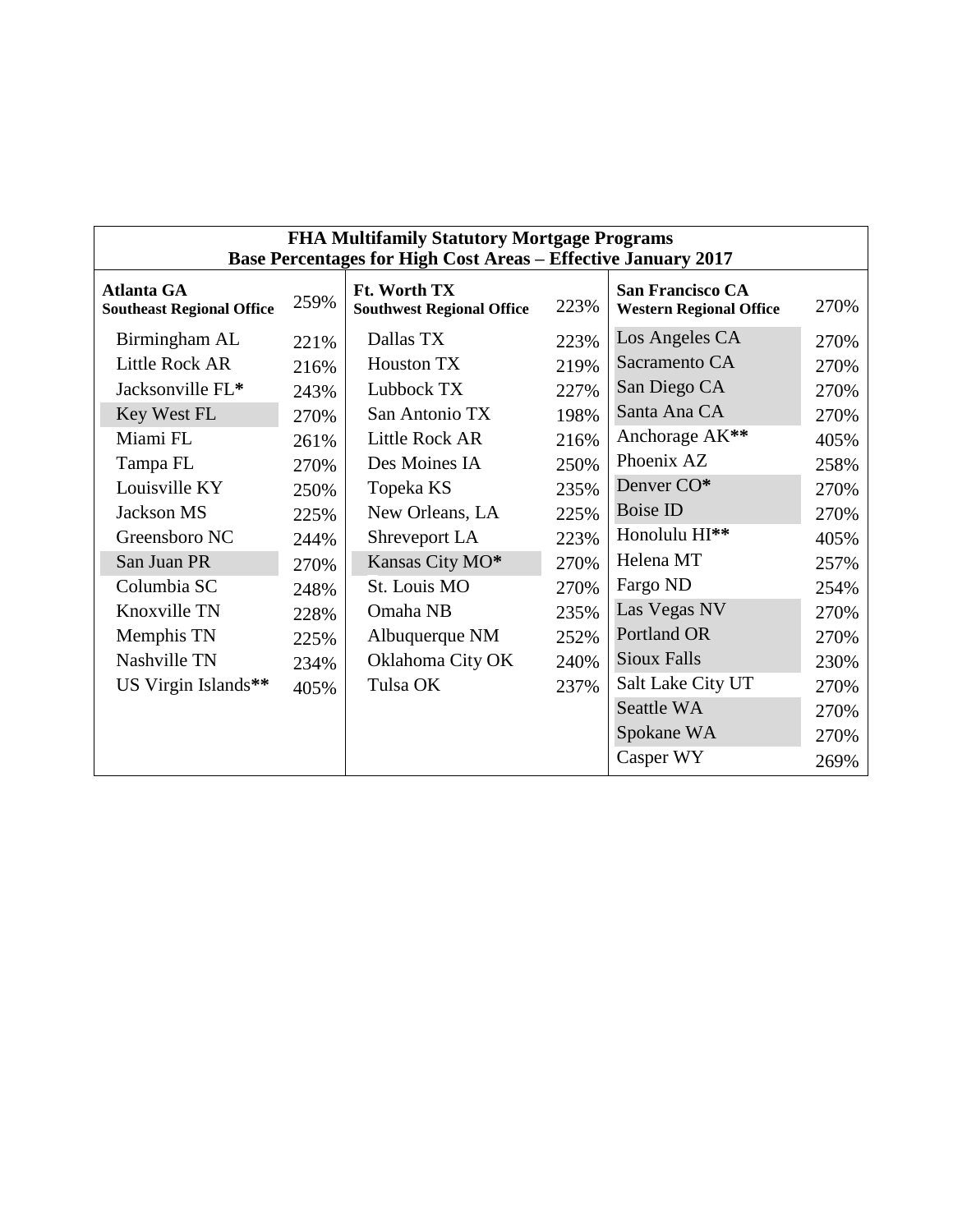**FHA Multifamily Statutory Mortgage Programs**
**Base Percentages for High Cost Areas – Effective January 2017**

| **Atlanta GA Southeast Regional Office** | 259% | **Ft. Worth TX Southwest Regional Office** | 223% | **San Francisco CA Western Regional Office** | 270% |
|---|---|---|---|---|---|
| Birmingham AL | 221% | Dallas TX | 223% | Los Angeles CA | 270% |
| Little Rock AR | 216% | Houston TX | 219% | Sacramento CA | 270% |
| Jacksonville FL* | 243% | Lubbock TX | 227% | San Diego CA | 270% |
| Key West FL | 270% | San Antonio TX | 198% | Santa Ana CA | 270% |
| Miami FL | 261% | Little Rock AR | 216% | Anchorage AK** | 405% |
| Tampa FL | 270% | Des Moines IA | 250% | Phoenix AZ | 258% |
| Louisville KY | 250% | Topeka KS | 235% | Denver CO* | 270% |
| Jackson MS | 225% | New Orleans, LA | 225% | Boise ID | 270% |
| Greensboro NC | 244% | Shreveport LA | 223% | Honolulu HI** | 405% |
| San Juan PR | 270% | Kansas City MO* | 270% | Helena MT | 257% |
| Columbia SC | 248% | St. Louis MO | 270% | Fargo ND | 254% |
| Knoxville TN | 228% | Omaha NB | 235% | Las Vegas NV | 270% |
| Memphis TN | 225% | Albuquerque NM | 252% | Portland OR | 270% |
| Nashville TN | 234% | Oklahoma City OK | 240% | Sioux Falls | 230% |
| US Virgin Islands** | 405% | Tulsa OK | 237% | Salt Lake City UT | 270% |
| | | | | Seattle WA | 270% |
| | | | | Spokane WA | 270% |
| | | | | Casper WY | 269% |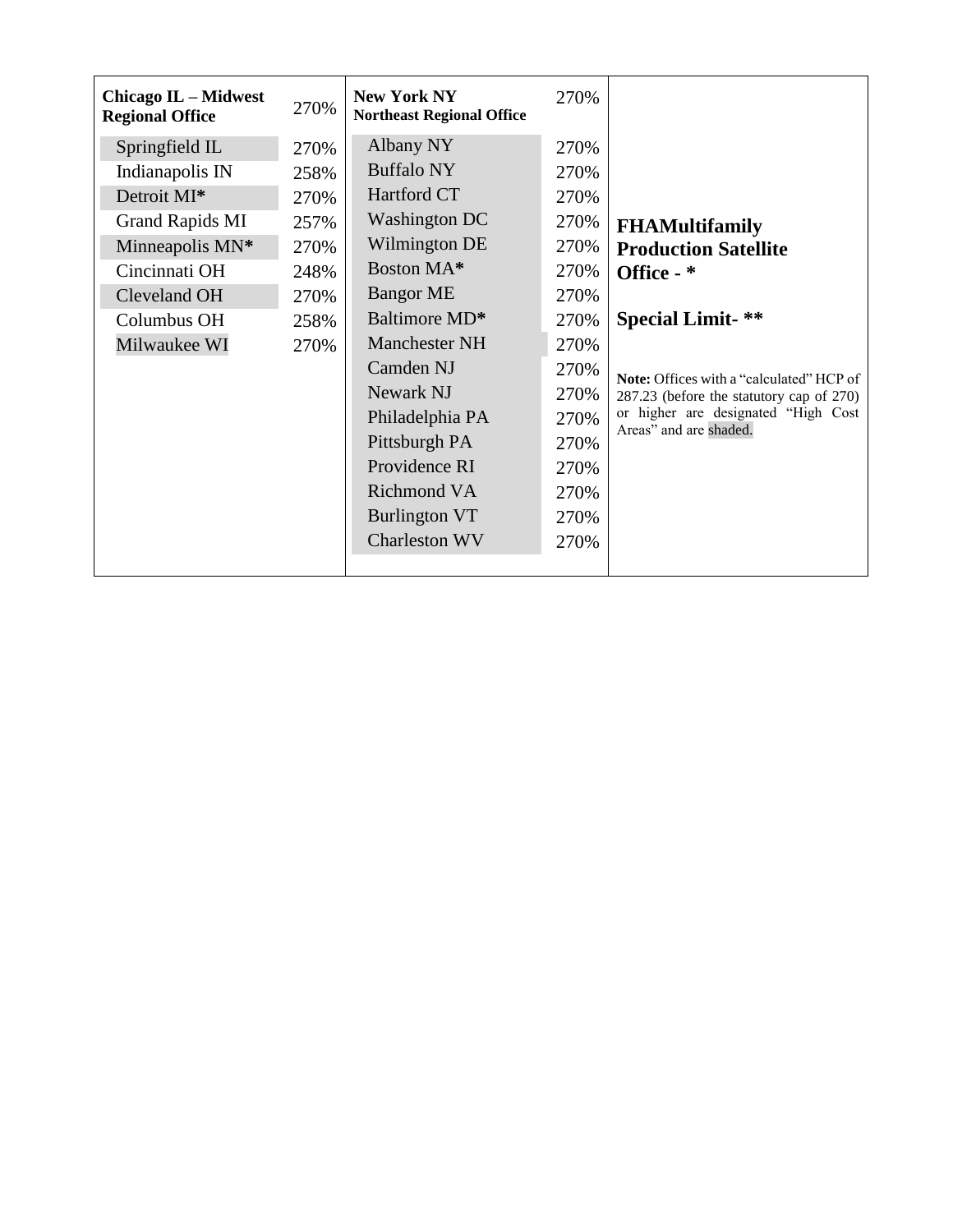| Chicago IL – Midwest Regional Office | 270% | New York NY Northeast Regional Office | 270% | |
|---|---|---|---|---|
| Springfield IL | 270% | Albany NY | 270% | |
| Indianapolis IN | 258% | Buffalo NY | 270% | |
| Detroit MI* | 270% | Hartford CT | 270% | |
| Grand Rapids MI | 257% | Washington DC | 270% | **FHAMultifamily Production Satellite Office - *** |
| Minneapolis MN* | 270% | Wilmington DE | 270% | |
| Cincinnati OH | 248% | Boston MA* | 270% | |
| Cleveland OH | 270% | Bangor ME | 270% | |
| Columbus OH | 258% | Baltimore MD* | 270% | **Special Limit- **** |
| Milwaukee WI | 270% | Manchester NH | 270% | |
| | | Camden NJ | 270% | **Note:** Offices with a "calculated" HCP of 287.23 (before the statutory cap of 270) or higher are designated "High Cost Areas" and are shaded. |
| | | Newark NJ | 270% | |
| | | Philadelphia PA | 270% | |
| | | Pittsburgh PA | 270% | |
| | | Providence RI | 270% | |
| | | Richmond VA | 270% | |
| | | Burlington VT | 270% | |
| | | Charleston WV | 270% | |